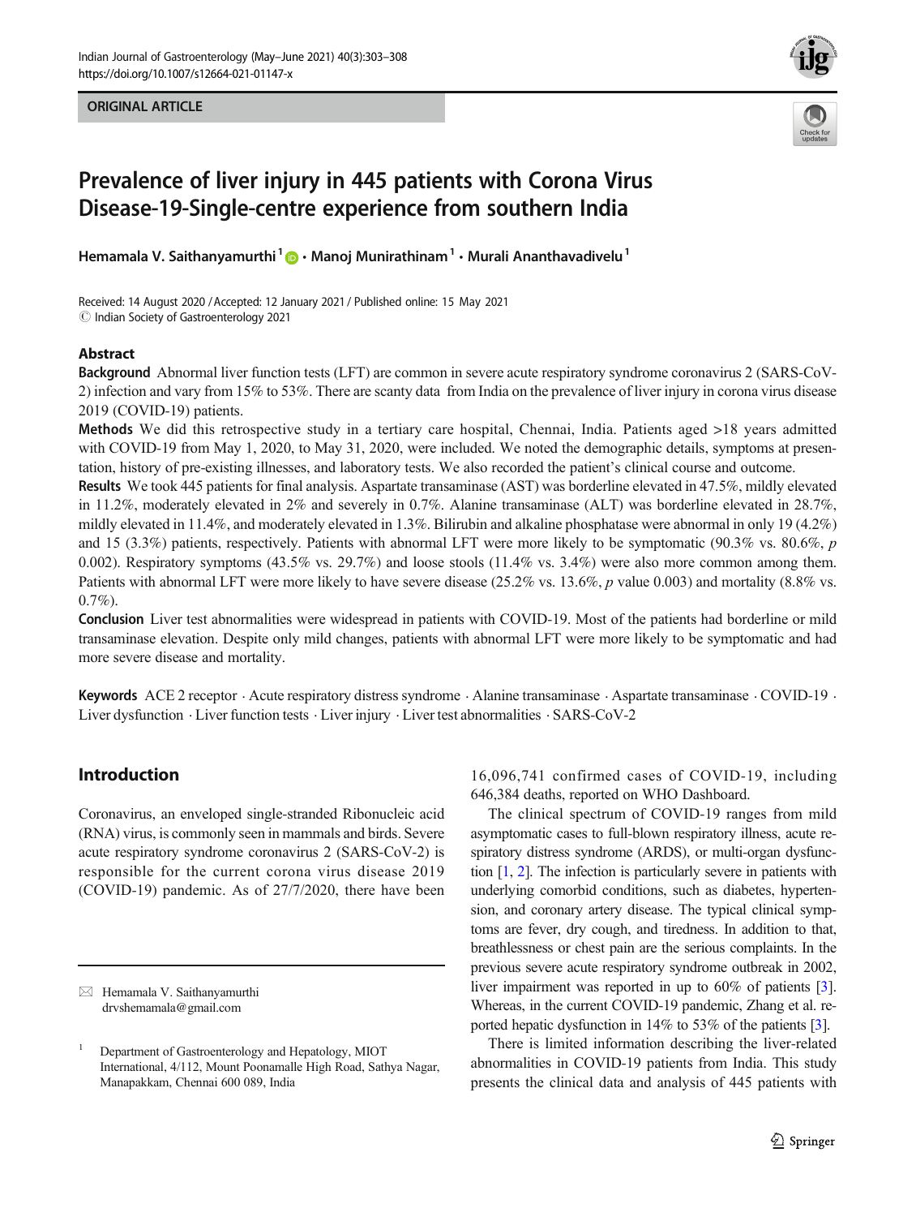ORIGINAL ARTICLE

# Prevalence of liver injury in 445 patients with Corona Virus Disease-19-Single-centre experience from southern India

**Hemamala V. Saithanyamurthi**[1] **· Manoj Munirathinam**[1] **· Murali Ananthavadivelu**[1]

Received: 14 August 2020 / Accepted: 12 January 2021 / Published online: 15 May 2021
© Indian Society of Gastroenterology 2021

## Abstract

**Background** Abnormal liver function tests (LFT) are common in severe acute respiratory syndrome coronavirus 2 (SARS-CoV-2) infection and vary from 15% to 53%. There are scanty data from India on the prevalence of liver injury in corona virus disease 2019 (COVID-19) patients.

**Methods** We did this retrospective study in a tertiary care hospital, Chennai, India. Patients aged >18 years admitted with COVID-19 from May 1, 2020, to May 31, 2020, were included. We noted the demographic details, symptoms at presentation, history of pre-existing illnesses, and laboratory tests. We also recorded the patient's clinical course and outcome.

**Results** We took 445 patients for final analysis. Aspartate transaminase (AST) was borderline elevated in 47.5%, mildly elevated in 11.2%, moderately elevated in 2% and severely in 0.7%. Alanine transaminase (ALT) was borderline elevated in 28.7%, mildly elevated in 11.4%, and moderately elevated in 1.3%. Bilirubin and alkaline phosphatase were abnormal in only 19 (4.2%) and 15 (3.3%) patients, respectively. Patients with abnormal LFT were more likely to be symptomatic (90.3% vs. 80.6%, *p* 0.002). Respiratory symptoms (43.5% vs. 29.7%) and loose stools (11.4% vs. 3.4%) were also more common among them. Patients with abnormal LFT were more likely to have severe disease (25.2% vs. 13.6%, *p* value 0.003) and mortality (8.8% vs. 0.7%).

**Conclusion** Liver test abnormalities were widespread in patients with COVID-19. Most of the patients had borderline or mild transaminase elevation. Despite only mild changes, patients with abnormal LFT were more likely to be symptomatic and had more severe disease and mortality.

**Keywords** ACE 2 receptor · Acute respiratory distress syndrome · Alanine transaminase · Aspartate transaminase · COVID-19 · Liver dysfunction · Liver function tests · Liver injury · Liver test abnormalities · SARS-CoV-2

## Introduction

Coronavirus, an enveloped single-stranded Ribonucleic acid (RNA) virus, is commonly seen in mammals and birds. Severe acute respiratory syndrome coronavirus 2 (SARS-CoV-2) is responsible for the current corona virus disease 2019 (COVID-19) pandemic. As of 27/7/2020, there have been 16,096,741 confirmed cases of COVID-19, including 646,384 deaths, reported on WHO Dashboard.

The clinical spectrum of COVID-19 ranges from mild asymptomatic cases to full-blown respiratory illness, acute respiratory distress syndrome (ARDS), or multi-organ dysfunction [1, 2]. The infection is particularly severe in patients with underlying comorbid conditions, such as diabetes, hypertension, and coronary artery disease. The typical clinical symptoms are fever, dry cough, and tiredness. In addition to that, breathlessness or chest pain are the serious complaints. In the previous severe acute respiratory syndrome outbreak in 2002, liver impairment was reported in up to 60% of patients [3]. Whereas, in the current COVID-19 pandemic, Zhang et al. reported hepatic dysfunction in 14% to 53% of the patients [3].

There is limited information describing the liver-related abnormalities in COVID-19 patients from India. This study presents the clinical data and analysis of 445 patients with

✉ Hemamala V. Saithanyamurthi
drvshemamala@gmail.com

[1] Department of Gastroenterology and Hepatology, MIOT International, 4/112, Mount Poonamalle High Road, Sathya Nagar, Manapakkam, Chennai 600 089, India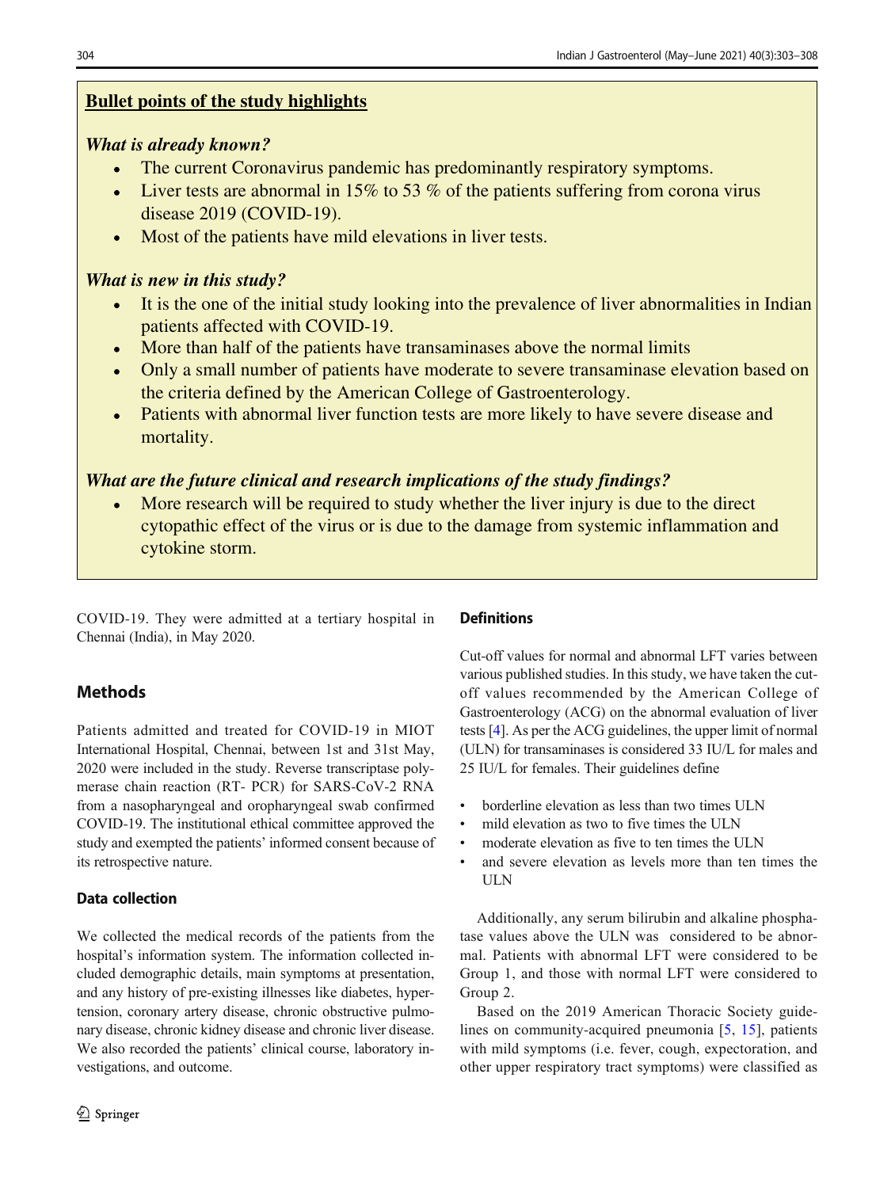## Bullet points of the study highlights

### *What is already known?*

- The current Coronavirus pandemic has predominantly respiratory symptoms.
- Liver tests are abnormal in 15% to 53 % of the patients suffering from corona virus disease 2019 (COVID-19).
- Most of the patients have mild elevations in liver tests.

### *What is new in this study?*

- It is the one of the initial study looking into the prevalence of liver abnormalities in Indian patients affected with COVID-19.
- More than half of the patients have transaminases above the normal limits
- Only a small number of patients have moderate to severe transaminase elevation based on the criteria defined by the American College of Gastroenterology.
- Patients with abnormal liver function tests are more likely to have severe disease and mortality.

### *What are the future clinical and research implications of the study findings?*

- More research will be required to study whether the liver injury is due to the direct cytopathic effect of the virus or is due to the damage from systemic inflammation and cytokine storm.

COVID-19. They were admitted at a tertiary hospital in Chennai (India), in May 2020.

## Methods

Patients admitted and treated for COVID-19 in MIOT International Hospital, Chennai, between 1st and 31st May, 2020 were included in the study. Reverse transcriptase polymerase chain reaction (RT- PCR) for SARS-CoV-2 RNA from a nasopharyngeal and oropharyngeal swab confirmed COVID-19. The institutional ethical committee approved the study and exempted the patients' informed consent because of its retrospective nature.

### Data collection

We collected the medical records of the patients from the hospital's information system. The information collected included demographic details, main symptoms at presentation, and any history of pre-existing illnesses like diabetes, hypertension, coronary artery disease, chronic obstructive pulmonary disease, chronic kidney disease and chronic liver disease. We also recorded the patients' clinical course, laboratory investigations, and outcome.

### Definitions

Cut-off values for normal and abnormal LFT varies between various published studies. In this study, we have taken the cut-off values recommended by the American College of Gastroenterology (ACG) on the abnormal evaluation of liver tests [4]. As per the ACG guidelines, the upper limit of normal (ULN) for transaminases is considered 33 IU/L for males and 25 IU/L for females. Their guidelines define

- borderline elevation as less than two times ULN
- mild elevation as two to five times the ULN
- moderate elevation as five to ten times the ULN
- and severe elevation as levels more than ten times the ULN

Additionally, any serum bilirubin and alkaline phosphatase values above the ULN was considered to be abnormal. Patients with abnormal LFT were considered to be Group 1, and those with normal LFT were considered to Group 2.

Based on the 2019 American Thoracic Society guidelines on community-acquired pneumonia [5, 15], patients with mild symptoms (i.e. fever, cough, expectoration, and other upper respiratory tract symptoms) were classified as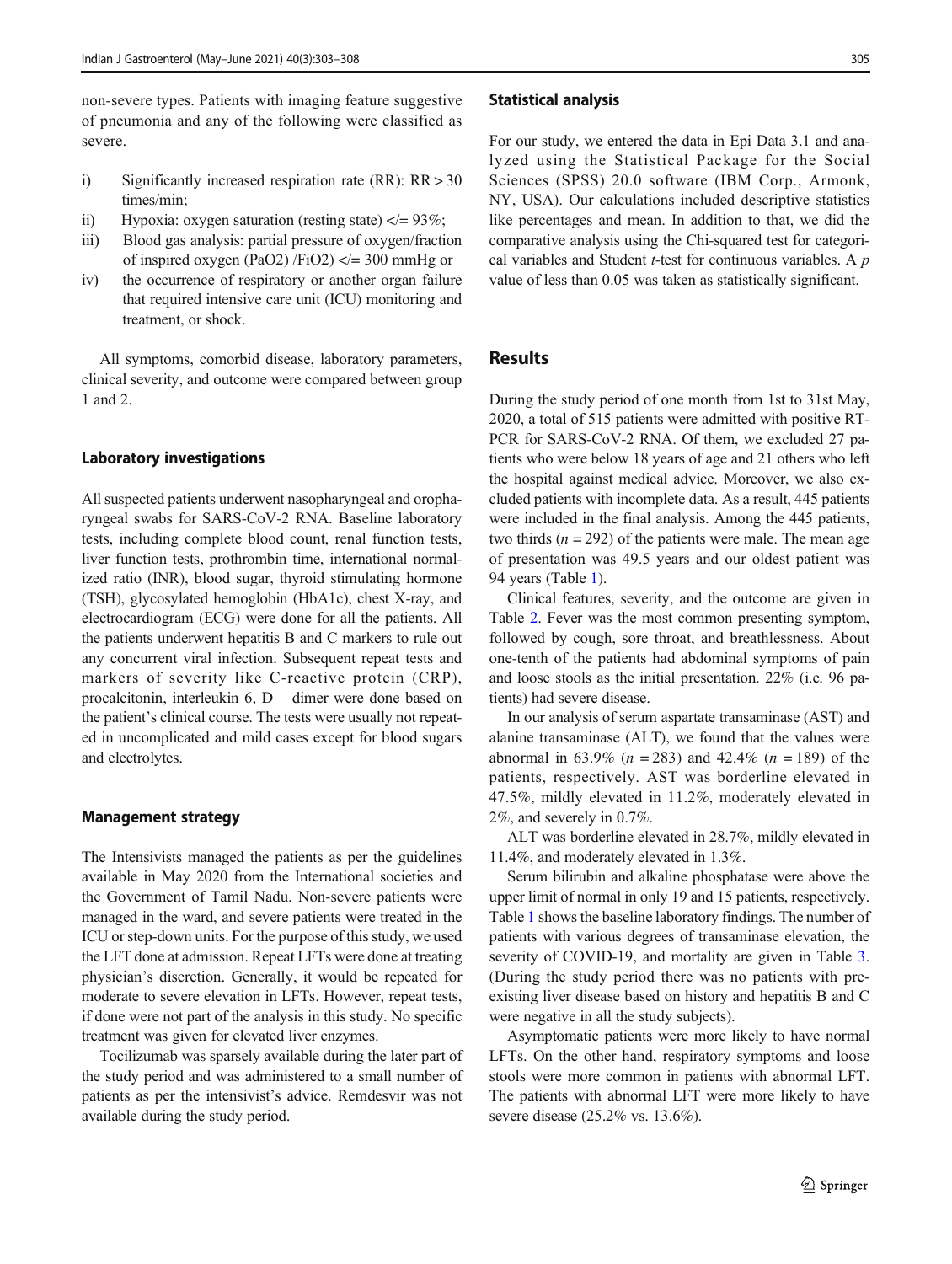non-severe types. Patients with imaging feature suggestive of pneumonia and any of the following were classified as severe.

i) Significantly increased respiration rate (RR): RR > 30 times/min;
ii) Hypoxia: oxygen saturation (resting state) </= 93%;
iii) Blood gas analysis: partial pressure of oxygen/fraction of inspired oxygen (PaO2) /FiO2) </= 300 mmHg or
iv) the occurrence of respiratory or another organ failure that required intensive care unit (ICU) monitoring and treatment, or shock.

All symptoms, comorbid disease, laboratory parameters, clinical severity, and outcome were compared between group 1 and 2.

### Laboratory investigations

All suspected patients underwent nasopharyngeal and oropharyngeal swabs for SARS-CoV-2 RNA. Baseline laboratory tests, including complete blood count, renal function tests, liver function tests, prothrombin time, international normalized ratio (INR), blood sugar, thyroid stimulating hormone (TSH), glycosylated hemoglobin (HbA1c), chest X-ray, and electrocardiogram (ECG) were done for all the patients. All the patients underwent hepatitis B and C markers to rule out any concurrent viral infection. Subsequent repeat tests and markers of severity like C-reactive protein (CRP), procalcitonin, interleukin 6, D – dimer were done based on the patient's clinical course. The tests were usually not repeated in uncomplicated and mild cases except for blood sugars and electrolytes.

### Management strategy

The Intensivists managed the patients as per the guidelines available in May 2020 from the International societies and the Government of Tamil Nadu. Non-severe patients were managed in the ward, and severe patients were treated in the ICU or step-down units. For the purpose of this study, we used the LFT done at admission. Repeat LFTs were done at treating physician's discretion. Generally, it would be repeated for moderate to severe elevation in LFTs. However, repeat tests, if done were not part of the analysis in this study. No specific treatment was given for elevated liver enzymes.

Tocilizumab was sparsely available during the later part of the study period and was administered to a small number of patients as per the intensivist's advice. Remdesvir was not available during the study period.

### Statistical analysis

For our study, we entered the data in Epi Data 3.1 and analyzed using the Statistical Package for the Social Sciences (SPSS) 20.0 software (IBM Corp., Armonk, NY, USA). Our calculations included descriptive statistics like percentages and mean. In addition to that, we did the comparative analysis using the Chi-squared test for categorical variables and Student *t*-test for continuous variables. A *p* value of less than 0.05 was taken as statistically significant.

## Results

During the study period of one month from 1st to 31st May, 2020, a total of 515 patients were admitted with positive RT-PCR for SARS-CoV-2 RNA. Of them, we excluded 27 patients who were below 18 years of age and 21 others who left the hospital against medical advice. Moreover, we also excluded patients with incomplete data. As a result, 445 patients were included in the final analysis. Among the 445 patients, two thirds ($n = 292$) of the patients were male. The mean age of presentation was 49.5 years and our oldest patient was 94 years (Table 1).

Clinical features, severity, and the outcome are given in Table 2. Fever was the most common presenting symptom, followed by cough, sore throat, and breathlessness. About one-tenth of the patients had abdominal symptoms of pain and loose stools as the initial presentation. 22% (i.e. 96 patients) had severe disease.

In our analysis of serum aspartate transaminase (AST) and alanine transaminase (ALT), we found that the values were abnormal in 63.9% ($n = 283$) and 42.4% ($n = 189$) of the patients, respectively. AST was borderline elevated in 47.5%, mildly elevated in 11.2%, moderately elevated in 2%, and severely in 0.7%.

ALT was borderline elevated in 28.7%, mildly elevated in 11.4%, and moderately elevated in 1.3%.

Serum bilirubin and alkaline phosphatase were above the upper limit of normal in only 19 and 15 patients, respectively. Table 1 shows the baseline laboratory findings. The number of patients with various degrees of transaminase elevation, the severity of COVID-19, and mortality are given in Table 3. (During the study period there was no patients with preexisting liver disease based on history and hepatitis B and C were negative in all the study subjects).

Asymptomatic patients were more likely to have normal LFTs. On the other hand, respiratory symptoms and loose stools were more common in patients with abnormal LFT. The patients with abnormal LFT were more likely to have severe disease (25.2% vs. 13.6%).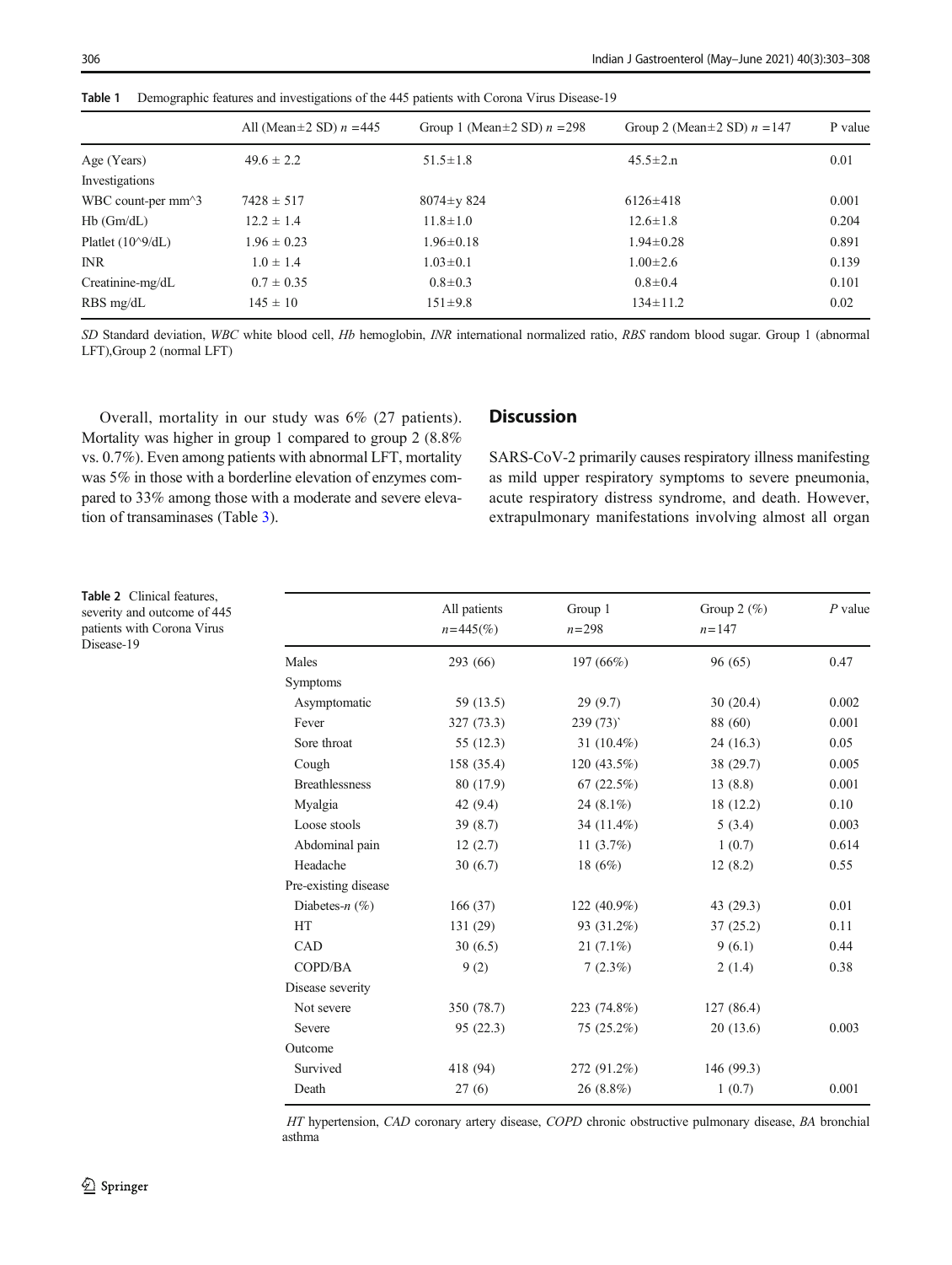**Table 1** Demographic features and investigations of the 445 patients with Corona Virus Disease-19

| | All (Mean±2 SD) $n$ =445 | Group 1 (Mean±2 SD) $n$ =298 | Group 2 (Mean±2 SD) $n$ =147 | P value |
|---|---|---|---|---|
| Age (Years) | 49.6 ± 2.2 | 51.5±1.8 | 45.5±2.n | 0.01 |
| Investigations | | | | |
| WBC count-per mm^3 | 7428 ± 517 | 8074±y 824 | 6126±418 | 0.001 |
| Hb (Gm/dL) | 12.2 ± 1.4 | 11.8±1.0 | 12.6±1.8 | 0.204 |
| Platlet (10^9/dL) | 1.96 ± 0.23 | 1.96±0.18 | 1.94±0.28 | 0.891 |
| INR | 1.0 ± 1.4 | 1.03±0.1 | 1.00±2.6 | 0.139 |
| Creatinine-mg/dL | 0.7 ± 0.35 | 0.8±0.3 | 0.8±0.4 | 0.101 |
| RBS mg/dL | 145 ± 10 | 151±9.8 | 134±11.2 | 0.02 |

*SD* Standard deviation, *WBC* white blood cell, *Hb* hemoglobin, *INR* international normalized ratio, *RBS* random blood sugar. Group 1 (abnormal LFT),Group 2 (normal LFT)

Overall, mortality in our study was 6% (27 patients). Mortality was higher in group 1 compared to group 2 (8.8% vs. 0.7%). Even among patients with abnormal LFT, mortality was 5% in those with a borderline elevation of enzymes compared to 33% among those with a moderate and severe elevation of transaminases (Table 3).

## Discussion

SARS-CoV-2 primarily causes respiratory illness manifesting as mild upper respiratory symptoms to severe pneumonia, acute respiratory distress syndrome, and death. However, extrapulmonary manifestations involving almost all organ

**Table 2** Clinical features, severity and outcome of 445 patients with Corona Virus Disease-19

| | All patients $n$=445(%) | Group 1 $n$=298 | Group 2 (%) $n$=147 | $P$ value |
|---|---|---|---|---|
| Males | 293 (66) | 197 (66%) | 96 (65) | 0.47 |
| Symptoms | | | | |
| Asymptomatic | 59 (13.5) | 29 (9.7) | 30 (20.4) | 0.002 |
| Fever | 327 (73.3) | 239 (73)` | 88 (60) | 0.001 |
| Sore throat | 55 (12.3) | 31 (10.4%) | 24 (16.3) | 0.05 |
| Cough | 158 (35.4) | 120 (43.5%) | 38 (29.7) | 0.005 |
| Breathlessness | 80 (17.9) | 67 (22.5%) | 13 (8.8) | 0.001 |
| Myalgia | 42 (9.4) | 24 (8.1%) | 18 (12.2) | 0.10 |
| Loose stools | 39 (8.7) | 34 (11.4%) | 5 (3.4) | 0.003 |
| Abdominal pain | 12 (2.7) | 11 (3.7%) | 1 (0.7) | 0.614 |
| Headache | 30 (6.7) | 18 (6%) | 12 (8.2) | 0.55 |
| Pre-existing disease | | | | |
| Diabetes-$n$ (%) | 166 (37) | 122 (40.9%) | 43 (29.3) | 0.01 |
| HT | 131 (29) | 93 (31.2%) | 37 (25.2) | 0.11 |
| CAD | 30 (6.5) | 21 (7.1%) | 9 (6.1) | 0.44 |
| COPD/BA | 9 (2) | 7 (2.3%) | 2 (1.4) | 0.38 |
| Disease severity | | | | |
| Not severe | 350 (78.7) | 223 (74.8%) | 127 (86.4) | |
| Severe | 95 (22.3) | 75 (25.2%) | 20 (13.6) | 0.003 |
| Outcome | | | | |
| Survived | 418 (94) | 272 (91.2%) | 146 (99.3) | |
| Death | 27 (6) | 26 (8.8%) | 1 (0.7) | 0.001 |

*HT* hypertension, *CAD* coronary artery disease, *COPD* chronic obstructive pulmonary disease, *BA* bronchial asthma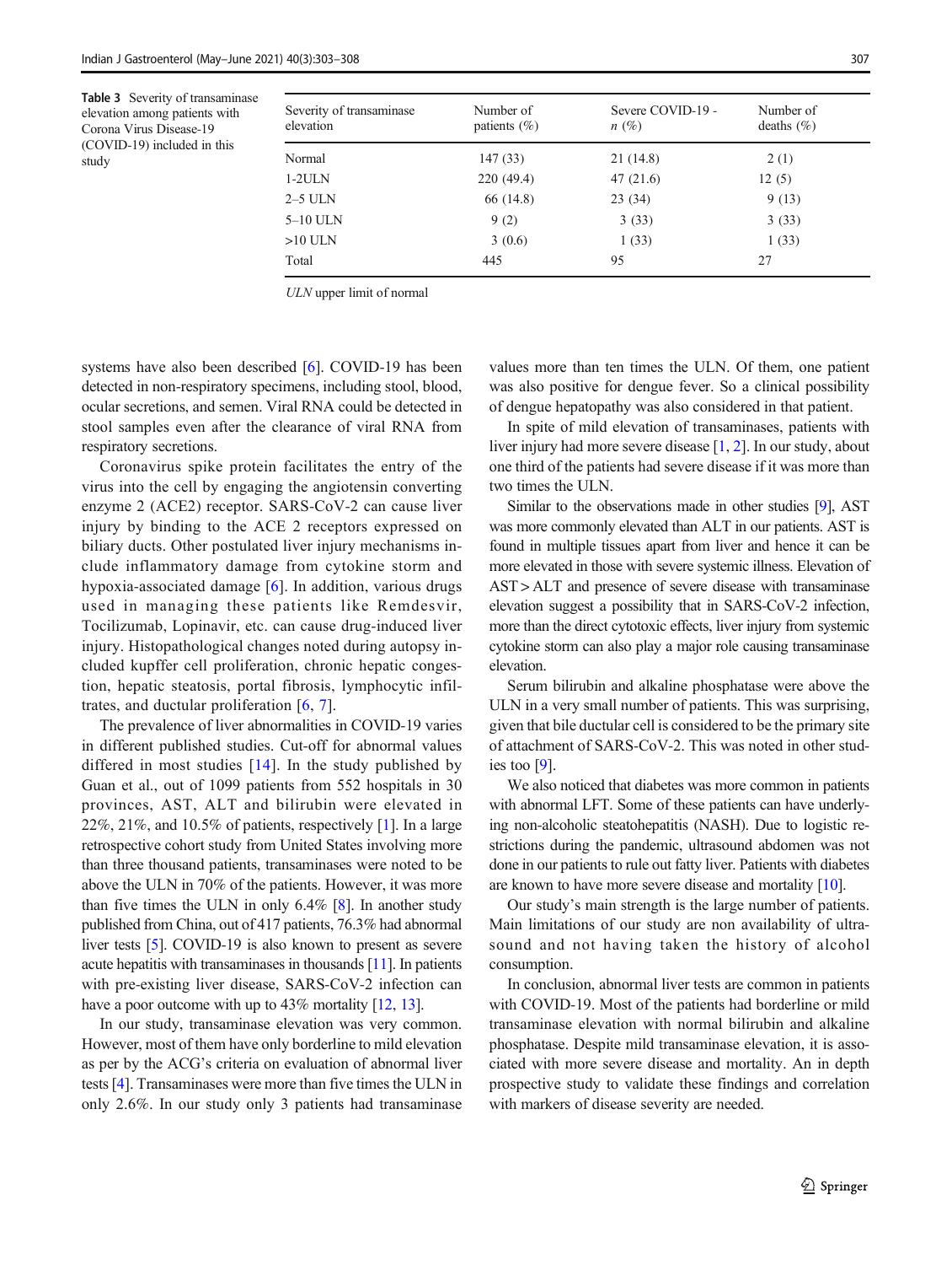**Table 3** Severity of transaminase elevation among patients with Corona Virus Disease-19 (COVID-19) included in this study

| Severity of transaminase elevation | Number of patients (%) | Severe COVID-19 - *n* (%) | Number of deaths (%) |
|---|---|---|---|
| Normal | 147 (33) | 21 (14.8) | 2 (1) |
| 1-2ULN | 220 (49.4) | 47 (21.6) | 12 (5) |
| 2–5 ULN | 66 (14.8) | 23 (34) | 9 (13) |
| 5–10 ULN | 9 (2) | 3 (33) | 3 (33) |
| >10 ULN | 3 (0.6) | 1 (33) | 1 (33) |
| Total | 445 | 95 | 27 |

*ULN* upper limit of normal

systems have also been described [6]. COVID-19 has been detected in non-respiratory specimens, including stool, blood, ocular secretions, and semen. Viral RNA could be detected in stool samples even after the clearance of viral RNA from respiratory secretions.

Coronavirus spike protein facilitates the entry of the virus into the cell by engaging the angiotensin converting enzyme 2 (ACE2) receptor. SARS-CoV-2 can cause liver injury by binding to the ACE 2 receptors expressed on biliary ducts. Other postulated liver injury mechanisms include inflammatory damage from cytokine storm and hypoxia-associated damage [6]. In addition, various drugs used in managing these patients like Remdesvir, Tocilizumab, Lopinavir, etc. can cause drug-induced liver injury. Histopathological changes noted during autopsy included kupffer cell proliferation, chronic hepatic congestion, hepatic steatosis, portal fibrosis, lymphocytic infiltrates, and ductular proliferation [6, 7].

The prevalence of liver abnormalities in COVID-19 varies in different published studies. Cut-off for abnormal values differed in most studies [14]. In the study published by Guan et al., out of 1099 patients from 552 hospitals in 30 provinces, AST, ALT and bilirubin were elevated in 22%, 21%, and 10.5% of patients, respectively [1]. In a large retrospective cohort study from United States involving more than three thousand patients, transaminases were noted to be above the ULN in 70% of the patients. However, it was more than five times the ULN in only 6.4% [8]. In another study published from China, out of 417 patients, 76.3% had abnormal liver tests [5]. COVID-19 is also known to present as severe acute hepatitis with transaminases in thousands [11]. In patients with pre-existing liver disease, SARS-CoV-2 infection can have a poor outcome with up to 43% mortality [12, 13].

In our study, transaminase elevation was very common. However, most of them have only borderline to mild elevation as per by the ACG's criteria on evaluation of abnormal liver tests [4]. Transaminases were more than five times the ULN in only 2.6%. In our study only 3 patients had transaminase values more than ten times the ULN. Of them, one patient was also positive for dengue fever. So a clinical possibility of dengue hepatopathy was also considered in that patient.

In spite of mild elevation of transaminases, patients with liver injury had more severe disease [1, 2]. In our study, about one third of the patients had severe disease if it was more than two times the ULN.

Similar to the observations made in other studies [9], AST was more commonly elevated than ALT in our patients. AST is found in multiple tissues apart from liver and hence it can be more elevated in those with severe systemic illness. Elevation of AST > ALT and presence of severe disease with transaminase elevation suggest a possibility that in SARS-CoV-2 infection, more than the direct cytotoxic effects, liver injury from systemic cytokine storm can also play a major role causing transaminase elevation.

Serum bilirubin and alkaline phosphatase were above the ULN in a very small number of patients. This was surprising, given that bile ductular cell is considered to be the primary site of attachment of SARS-CoV-2. This was noted in other studies too [9].

We also noticed that diabetes was more common in patients with abnormal LFT. Some of these patients can have underlying non-alcoholic steatohepatitis (NASH). Due to logistic restrictions during the pandemic, ultrasound abdomen was not done in our patients to rule out fatty liver. Patients with diabetes are known to have more severe disease and mortality [10].

Our study's main strength is the large number of patients. Main limitations of our study are non availability of ultrasound and not having taken the history of alcohol consumption.

In conclusion, abnormal liver tests are common in patients with COVID-19. Most of the patients had borderline or mild transaminase elevation with normal bilirubin and alkaline phosphatase. Despite mild transaminase elevation, it is associated with more severe disease and mortality. An in depth prospective study to validate these findings and correlation with markers of disease severity are needed.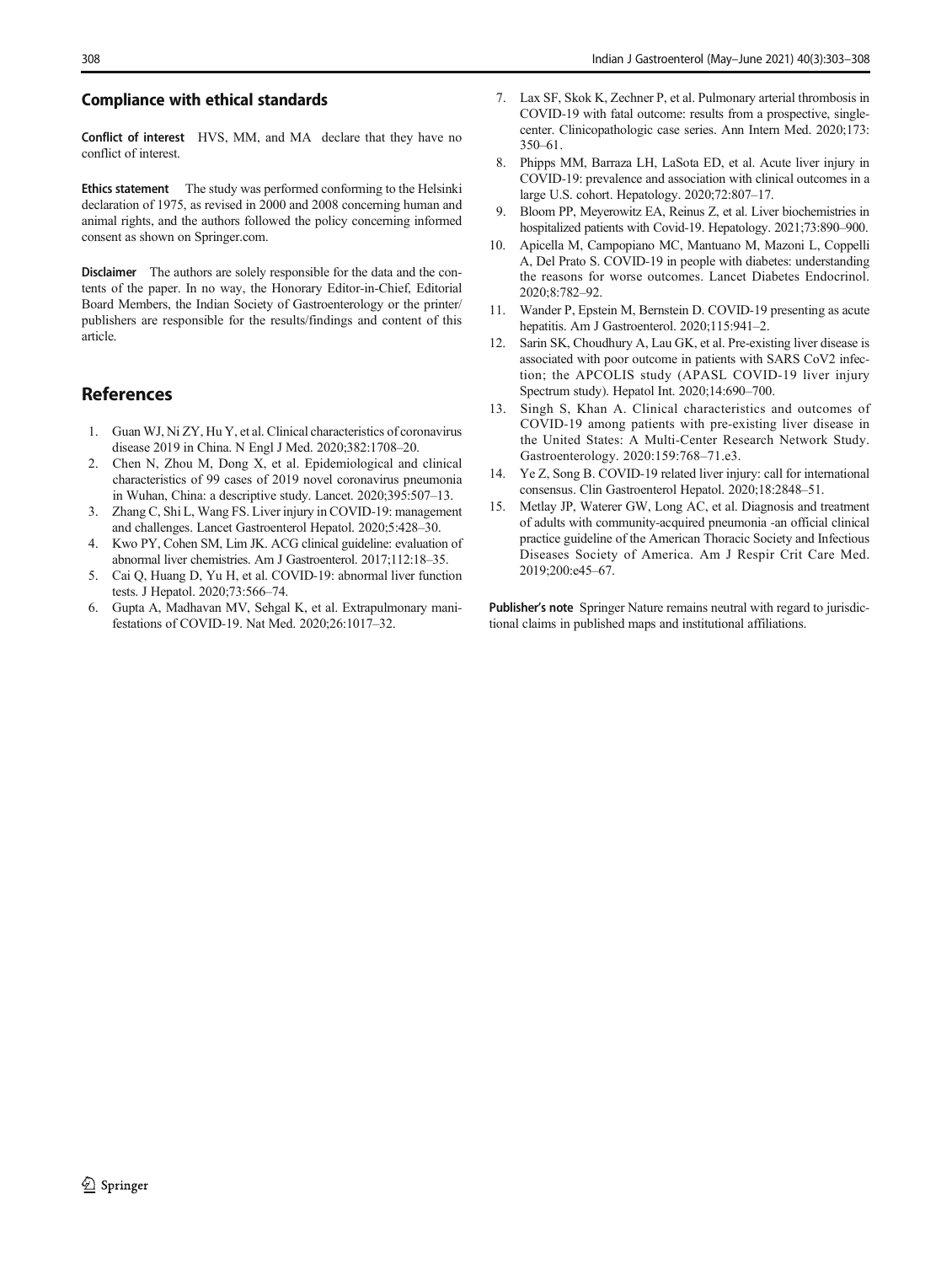## Compliance with ethical standards

**Conflict of interest** HVS, MM, and MA declare that they have no conflict of interest.

**Ethics statement** The study was performed conforming to the Helsinki declaration of 1975, as revised in 2000 and 2008 concerning human and animal rights, and the authors followed the policy concerning informed consent as shown on Springer.com.

**Disclaimer** The authors are solely responsible for the data and the contents of the paper. In no way, the Honorary Editor-in-Chief, Editorial Board Members, the Indian Society of Gastroenterology or the printer/publishers are responsible for the results/findings and content of this article.

## References

1. Guan WJ, Ni ZY, Hu Y, et al. Clinical characteristics of coronavirus disease 2019 in China. N Engl J Med. 2020;382:1708–20.
2. Chen N, Zhou M, Dong X, et al. Epidemiological and clinical characteristics of 99 cases of 2019 novel coronavirus pneumonia in Wuhan, China: a descriptive study. Lancet. 2020;395:507–13.
3. Zhang C, Shi L, Wang FS. Liver injury in COVID-19: management and challenges. Lancet Gastroenterol Hepatol. 2020;5:428–30.
4. Kwo PY, Cohen SM, Lim JK. ACG clinical guideline: evaluation of abnormal liver chemistries. Am J Gastroenterol. 2017;112:18–35.
5. Cai Q, Huang D, Yu H, et al. COVID-19: abnormal liver function tests. J Hepatol. 2020;73:566–74.
6. Gupta A, Madhavan MV, Sehgal K, et al. Extrapulmonary manifestations of COVID-19. Nat Med. 2020;26:1017–32.
7. Lax SF, Skok K, Zechner P, et al. Pulmonary arterial thrombosis in COVID-19 with fatal outcome: results from a prospective, single-center. Clinicopathologic case series. Ann Intern Med. 2020;173:350–61.
8. Phipps MM, Barraza LH, LaSota ED, et al. Acute liver injury in COVID-19: prevalence and association with clinical outcomes in a large U.S. cohort. Hepatology. 2020;72:807–17.
9. Bloom PP, Meyerowitz EA, Reinus Z, et al. Liver biochemistries in hospitalized patients with Covid-19. Hepatology. 2021;73:890–900.
10. Apicella M, Campopiano MC, Mantuano M, Mazoni L, Coppelli A, Del Prato S. COVID-19 in people with diabetes: understanding the reasons for worse outcomes. Lancet Diabetes Endocrinol. 2020;8:782–92.
11. Wander P, Epstein M, Bernstein D. COVID-19 presenting as acute hepatitis. Am J Gastroenterol. 2020;115:941–2.
12. Sarin SK, Choudhury A, Lau GK, et al. Pre-existing liver disease is associated with poor outcome in patients with SARS CoV2 infection; the APCOLIS study (APASL COVID-19 liver injury Spectrum study). Hepatol Int. 2020;14:690–700.
13. Singh S, Khan A. Clinical characteristics and outcomes of COVID-19 among patients with pre-existing liver disease in the United States: A Multi-Center Research Network Study. Gastroenterology. 2020:159:768–71.e3.
14. Ye Z, Song B. COVID-19 related liver injury: call for international consensus. Clin Gastroenterol Hepatol. 2020;18:2848–51.
15. Metlay JP, Waterer GW, Long AC, et al. Diagnosis and treatment of adults with community-acquired pneumonia -an official clinical practice guideline of the American Thoracic Society and Infectious Diseases Society of America. Am J Respir Crit Care Med. 2019;200:e45–67.

**Publisher's note** Springer Nature remains neutral with regard to jurisdictional claims in published maps and institutional affiliations.